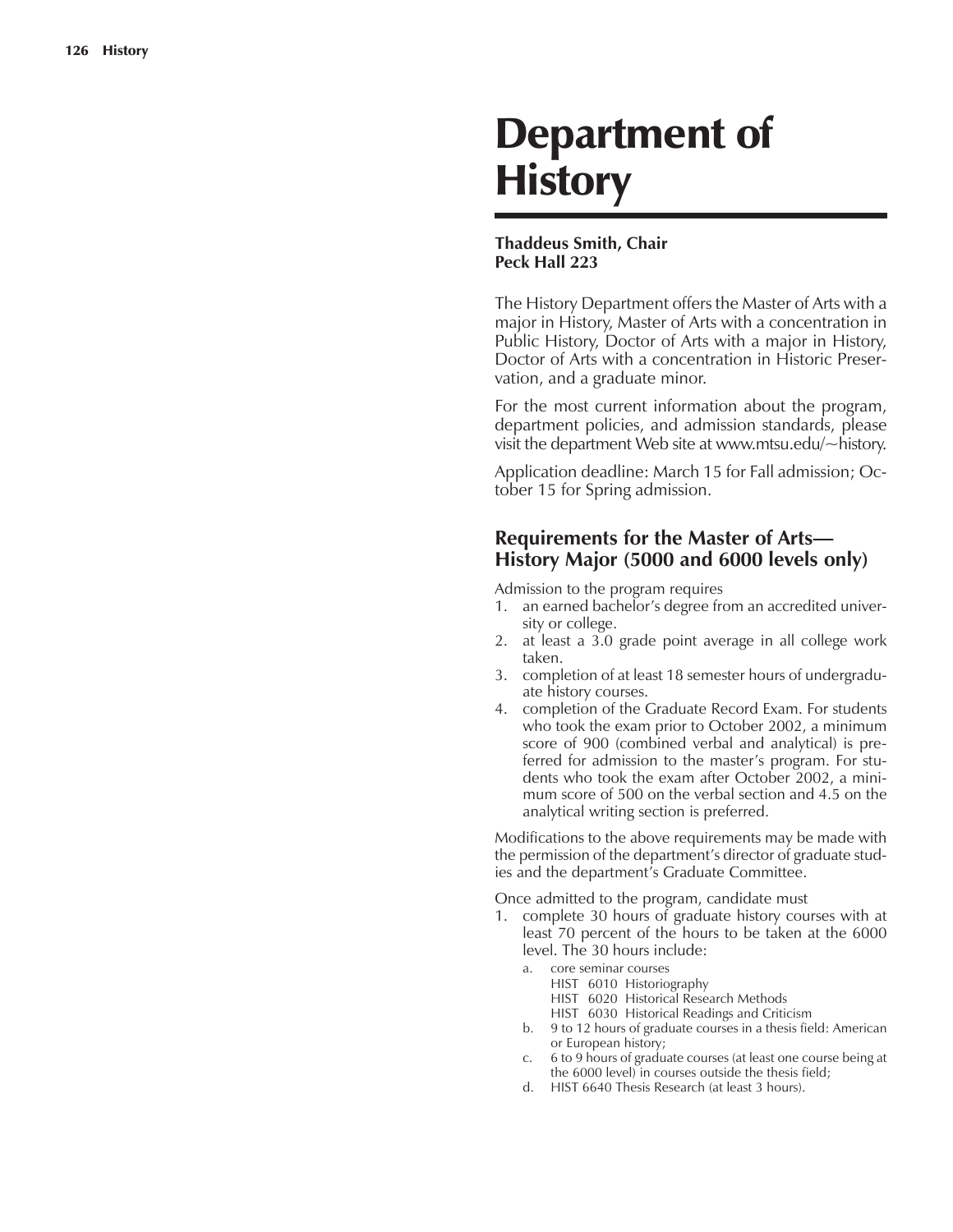# Department of History

**Thaddeus Smith, Chair**
**Peck Hall 223**

The History Department offers the Master of Arts with a major in History, Master of Arts with a concentration in Public History, Doctor of Arts with a major in History, Doctor of Arts with a concentration in Historic Preservation, and a graduate minor.

For the most current information about the program, department policies, and admission standards, please visit the department Web site at www.mtsu.edu/~history.

Application deadline: March 15 for Fall admission; October 15 for Spring admission.

## Requirements for the Master of Arts—History Major (5000 and 6000 levels only)

Admission to the program requires

1. an earned bachelor's degree from an accredited university or college.
2. at least a 3.0 grade point average in all college work taken.
3. completion of at least 18 semester hours of undergraduate history courses.
4. completion of the Graduate Record Exam. For students who took the exam prior to October 2002, a minimum score of 900 (combined verbal and analytical) is preferred for admission to the master's program. For students who took the exam after October 2002, a minimum score of 500 on the verbal section and 4.5 on the analytical writing section is preferred.

Modifications to the above requirements may be made with the permission of the department's director of graduate studies and the department's Graduate Committee.

Once admitted to the program, candidate must

1. complete 30 hours of graduate history courses with at least 70 percent of the hours to be taken at the 6000 level. The 30 hours include:
   a. core seminar courses
      HIST 6010 Historiography
      HIST 6020 Historical Research Methods
      HIST 6030 Historical Readings and Criticism
   b. 9 to 12 hours of graduate courses in a thesis field: American or European history;
   c. 6 to 9 hours of graduate courses (at least one course being at the 6000 level) in courses outside the thesis field;
   d. HIST 6640 Thesis Research (at least 3 hours).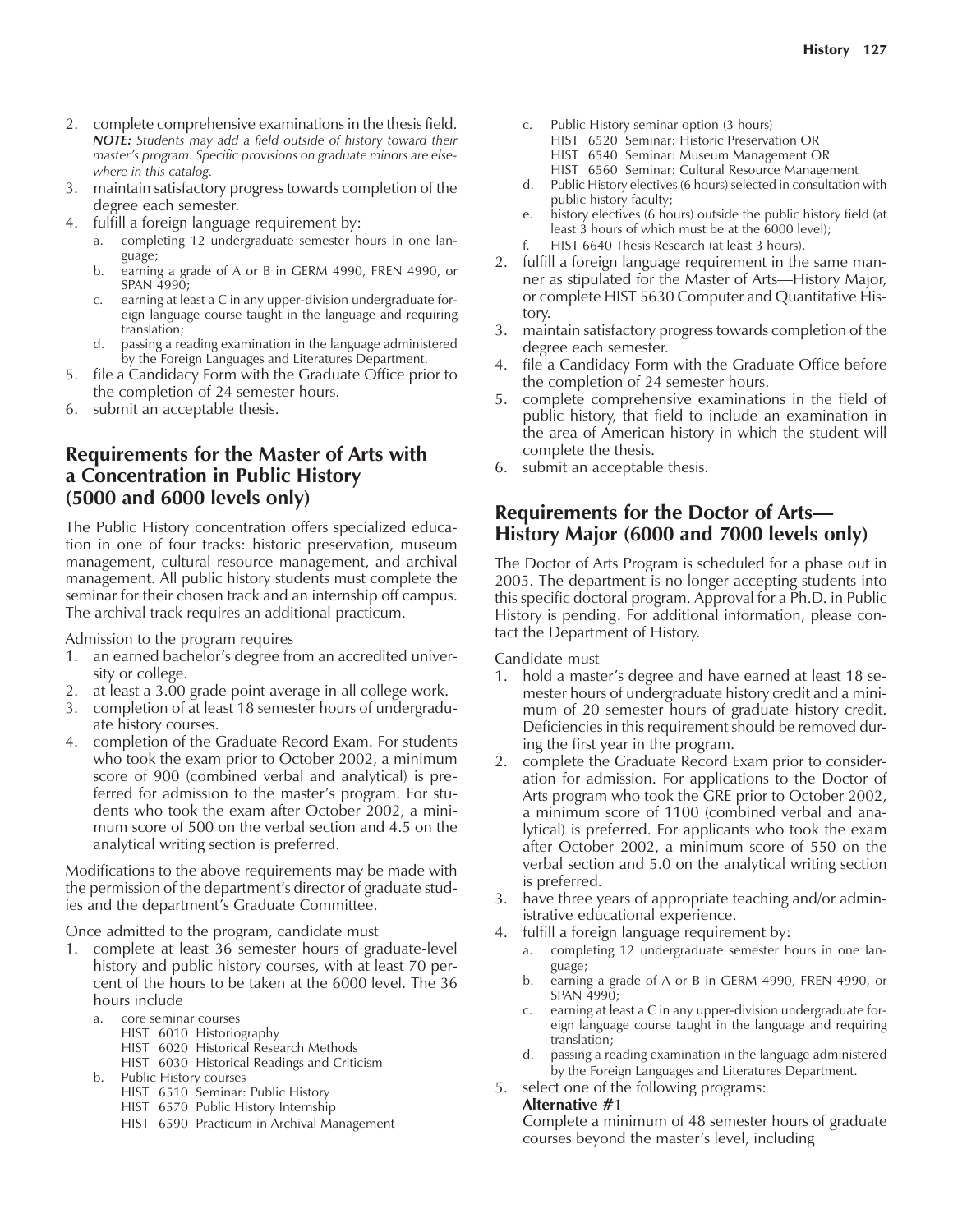2. complete comprehensive examinations in the thesis field. ***NOTE:*** *Students may add a field outside of history toward their master's program. Specific provisions on graduate minors are elsewhere in this catalog.*
3. maintain satisfactory progress towards completion of the degree each semester.
4. fulfill a foreign language requirement by:
   a. completing 12 undergraduate semester hours in one language;
   b. earning a grade of A or B in GERM 4990, FREN 4990, or SPAN 4990;
   c. earning at least a C in any upper-division undergraduate foreign language course taught in the language and requiring translation;
   d. passing a reading examination in the language administered by the Foreign Languages and Literatures Department.
5. file a Candidacy Form with the Graduate Office prior to the completion of 24 semester hours.
6. submit an acceptable thesis.

## Requirements for the Master of Arts with a Concentration in Public History (5000 and 6000 levels only)

The Public History concentration offers specialized education in one of four tracks: historic preservation, museum management, cultural resource management, and archival management. All public history students must complete the seminar for their chosen track and an internship off campus. The archival track requires an additional practicum.

Admission to the program requires

1. an earned bachelor's degree from an accredited university or college.
2. at least a 3.00 grade point average in all college work.
3. completion of at least 18 semester hours of undergraduate history courses.
4. completion of the Graduate Record Exam. For students who took the exam prior to October 2002, a minimum score of 900 (combined verbal and analytical) is preferred for admission to the master's program. For students who took the exam after October 2002, a minimum score of 500 on the verbal section and 4.5 on the analytical writing section is preferred.

Modifications to the above requirements may be made with the permission of the department's director of graduate studies and the department's Graduate Committee.

Once admitted to the program, candidate must

1. complete at least 36 semester hours of graduate-level history and public history courses, with at least 70 percent of the hours to be taken at the 6000 level. The 36 hours include
   a. core seminar courses
      HIST 6010 Historiography
      HIST 6020 Historical Research Methods
      HIST 6030 Historical Readings and Criticism
   b. Public History courses
      HIST 6510 Seminar: Public History
      HIST 6570 Public History Internship
      HIST 6590 Practicum in Archival Management
   c. Public History seminar option (3 hours)
      HIST 6520 Seminar: Historic Preservation OR
      HIST 6540 Seminar: Museum Management OR
      HIST 6560 Seminar: Cultural Resource Management
   d. Public History electives (6 hours) selected in consultation with public history faculty;
   e. history electives (6 hours) outside the public history field (at least 3 hours of which must be at the 6000 level);
   f. HIST 6640 Thesis Research (at least 3 hours).
2. fulfill a foreign language requirement in the same manner as stipulated for the Master of Arts—History Major, or complete HIST 5630 Computer and Quantitative History.
3. maintain satisfactory progress towards completion of the degree each semester.
4. file a Candidacy Form with the Graduate Office before the completion of 24 semester hours.
5. complete comprehensive examinations in the field of public history, that field to include an examination in the area of American history in which the student will complete the thesis.
6. submit an acceptable thesis.

## Requirements for the Doctor of Arts—History Major (6000 and 7000 levels only)

The Doctor of Arts Program is scheduled for a phase out in 2005. The department is no longer accepting students into this specific doctoral program. Approval for a Ph.D. in Public History is pending. For additional information, please contact the Department of History.

Candidate must

1. hold a master's degree and have earned at least 18 semester hours of undergraduate history credit and a minimum of 20 semester hours of graduate history credit. Deficiencies in this requirement should be removed during the first year in the program.
2. complete the Graduate Record Exam prior to consideration for admission. For applications to the Doctor of Arts program who took the GRE prior to October 2002, a minimum score of 1100 (combined verbal and analytical) is preferred. For applicants who took the exam after October 2002, a minimum score of 550 on the verbal section and 5.0 on the analytical writing section is preferred.
3. have three years of appropriate teaching and/or administrative educational experience.
4. fulfill a foreign language requirement by:
   a. completing 12 undergraduate semester hours in one language;
   b. earning a grade of A or B in GERM 4990, FREN 4990, or SPAN 4990;
   c. earning at least a C in any upper-division undergraduate foreign language course taught in the language and requiring translation;
   d. passing a reading examination in the language administered by the Foreign Languages and Literatures Department.
5. select one of the following programs:
   **Alternative #1**
   Complete a minimum of 48 semester hours of graduate courses beyond the master's level, including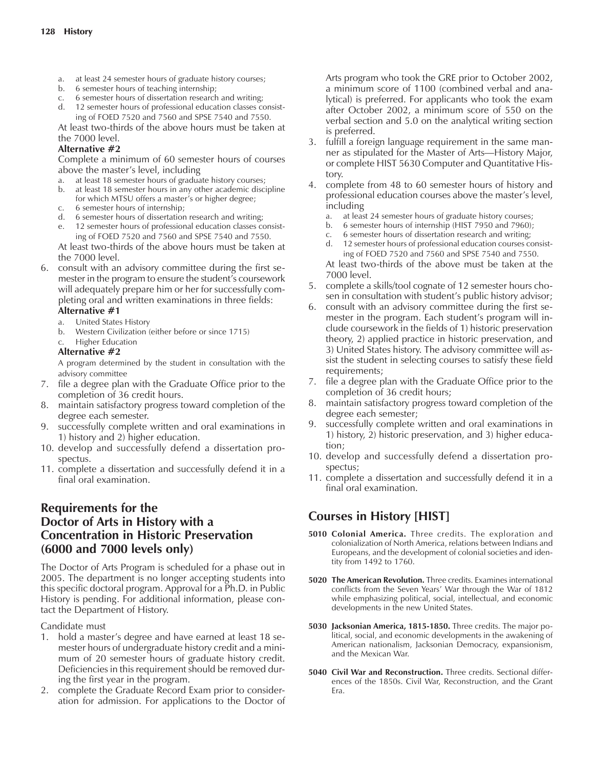a. at least 24 semester hours of graduate history courses;
b. 6 semester hours of teaching internship;
c. 6 semester hours of dissertation research and writing;
d. 12 semester hours of professional education classes consisting of FOED 7520 and 7560 and SPSE 7540 and 7550.

At least two-thirds of the above hours must be taken at the 7000 level.

**Alternative #2**

Complete a minimum of 60 semester hours of courses above the master's level, including

a. at least 18 semester hours of graduate history courses;
b. at least 18 semester hours in any other academic discipline for which MTSU offers a master's or higher degree;
c. 6 semester hours of internship;
d. 6 semester hours of dissertation research and writing;
e. 12 semester hours of professional education classes consisting of FOED 7520 and 7560 and SPSE 7540 and 7550.

At least two-thirds of the above hours must be taken at the 7000 level.

6. consult with an advisory committee during the first semester in the program to ensure the student's coursework will adequately prepare him or her for successfully completing oral and written examinations in three fields:

   **Alternative #1**

   a. United States History
   b. Western Civilization (either before or since 1715)
   c. Higher Education

   **Alternative #2**

   A program determined by the student in consultation with the advisory committee
7. file a degree plan with the Graduate Office prior to the completion of 36 credit hours.
8. maintain satisfactory progress toward completion of the degree each semester.
9. successfully complete written and oral examinations in 1) history and 2) higher education.
10. develop and successfully defend a dissertation prospectus.
11. complete a dissertation and successfully defend it in a final oral examination.

## Requirements for the Doctor of Arts in History with a Concentration in Historic Preservation (6000 and 7000 levels only)

The Doctor of Arts Program is scheduled for a phase out in 2005. The department is no longer accepting students into this specific doctoral program. Approval for a Ph.D. in Public History is pending. For additional information, please contact the Department of History.

Candidate must

1. hold a master's degree and have earned at least 18 semester hours of undergraduate history credit and a minimum of 20 semester hours of graduate history credit. Deficiencies in this requirement should be removed during the first year in the program.
2. complete the Graduate Record Exam prior to consideration for admission. For applications to the Doctor of Arts program who took the GRE prior to October 2002, a minimum score of 1100 (combined verbal and analytical) is preferred. For applicants who took the exam after October 2002, a minimum score of 550 on the verbal section and 5.0 on the analytical writing section is preferred.
3. fulfill a foreign language requirement in the same manner as stipulated for the Master of Arts—History Major, or complete HIST 5630 Computer and Quantitative History.
4. complete from 48 to 60 semester hours of history and professional education courses above the master's level, including
   a. at least 24 semester hours of graduate history courses;
   b. 6 semester hours of internship (HIST 7950 and 7960);
   c. 6 semester hours of dissertation research and writing;
   d. 12 semester hours of professional education courses consisting of FOED 7520 and 7560 and SPSE 7540 and 7550.

   At least two-thirds of the above must be taken at the 7000 level.
5. complete a skills/tool cognate of 12 semester hours chosen in consultation with student's public history advisor;
6. consult with an advisory committee during the first semester in the program. Each student's program will include coursework in the fields of 1) historic preservation theory, 2) applied practice in historic preservation, and 3) United States history. The advisory committee will assist the student in selecting courses to satisfy these field requirements;
7. file a degree plan with the Graduate Office prior to the completion of 36 credit hours;
8. maintain satisfactory progress toward completion of the degree each semester;
9. successfully complete written and oral examinations in 1) history, 2) historic preservation, and 3) higher education;
10. develop and successfully defend a dissertation prospectus;
11. complete a dissertation and successfully defend it in a final oral examination.

## Courses in History [HIST]

**5010 Colonial America.** Three credits. The exploration and colonialization of North America, relations between Indians and Europeans, and the development of colonial societies and identity from 1492 to 1760.

**5020 The American Revolution.** Three credits. Examines international conflicts from the Seven Years' War through the War of 1812 while emphasizing political, social, intellectual, and economic developments in the new United States.

**5030 Jacksonian America, 1815-1850.** Three credits. The major political, social, and economic developments in the awakening of American nationalism, Jacksonian Democracy, expansionism, and the Mexican War.

**5040 Civil War and Reconstruction.** Three credits. Sectional differences of the 1850s. Civil War, Reconstruction, and the Grant Era.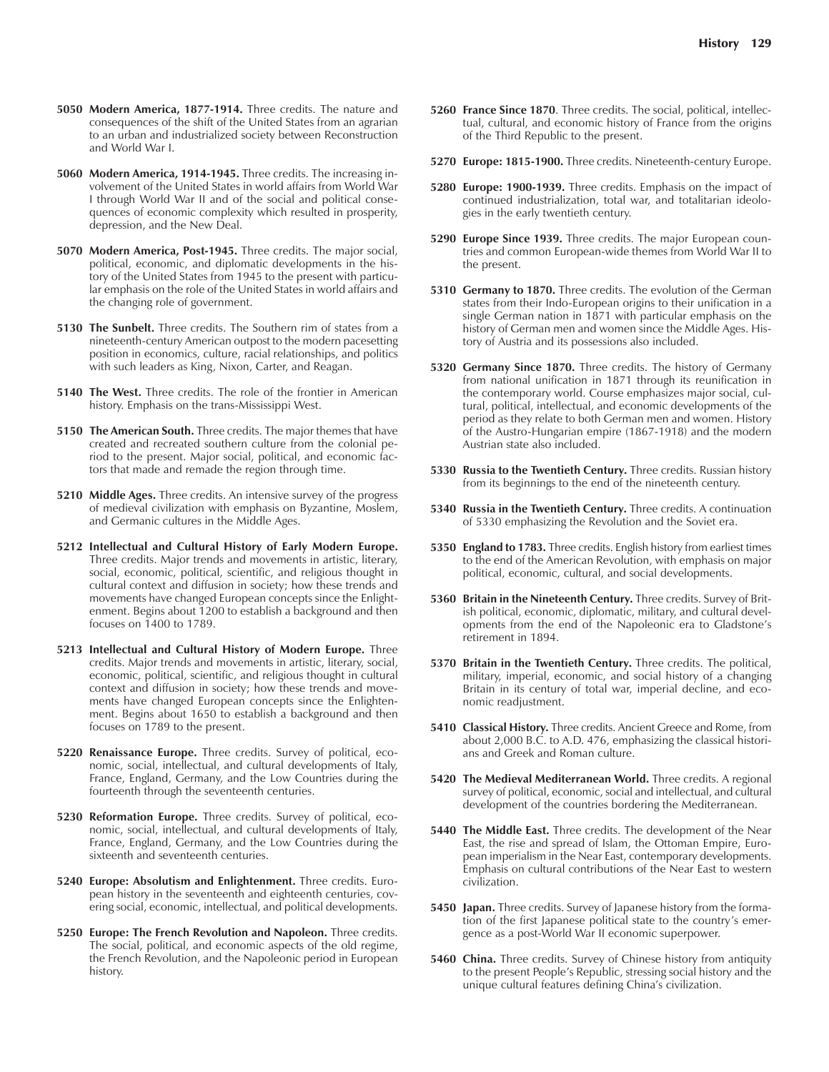**5050 Modern America, 1877-1914.** Three credits. The nature and consequences of the shift of the United States from an agrarian to an urban and industrialized society between Reconstruction and World War I.

**5060 Modern America, 1914-1945.** Three credits. The increasing involvement of the United States in world affairs from World War I through World War II and of the social and political consequences of economic complexity which resulted in prosperity, depression, and the New Deal.

**5070 Modern America, Post-1945.** Three credits. The major social, political, economic, and diplomatic developments in the history of the United States from 1945 to the present with particular emphasis on the role of the United States in world affairs and the changing role of government.

**5130 The Sunbelt.** Three credits. The Southern rim of states from a nineteenth-century American outpost to the modern pacesetting position in economics, culture, racial relationships, and politics with such leaders as King, Nixon, Carter, and Reagan.

**5140 The West.** Three credits. The role of the frontier in American history. Emphasis on the trans-Mississippi West.

**5150 The American South.** Three credits. The major themes that have created and recreated southern culture from the colonial period to the present. Major social, political, and economic factors that made and remade the region through time.

**5210 Middle Ages.** Three credits. An intensive survey of the progress of medieval civilization with emphasis on Byzantine, Moslem, and Germanic cultures in the Middle Ages.

**5212 Intellectual and Cultural History of Early Modern Europe.** Three credits. Major trends and movements in artistic, literary, social, economic, political, scientific, and religious thought in cultural context and diffusion in society; how these trends and movements have changed European concepts since the Enlightenment. Begins about 1200 to establish a background and then focuses on 1400 to 1789.

**5213 Intellectual and Cultural History of Modern Europe.** Three credits. Major trends and movements in artistic, literary, social, economic, political, scientific, and religious thought in cultural context and diffusion in society; how these trends and movements have changed European concepts since the Enlightenment. Begins about 1650 to establish a background and then focuses on 1789 to the present.

**5220 Renaissance Europe.** Three credits. Survey of political, economic, social, intellectual, and cultural developments of Italy, France, England, Germany, and the Low Countries during the fourteenth through the seventeenth centuries.

**5230 Reformation Europe.** Three credits. Survey of political, economic, social, intellectual, and cultural developments of Italy, France, England, Germany, and the Low Countries during the sixteenth and seventeenth centuries.

**5240 Europe: Absolutism and Enlightenment.** Three credits. European history in the seventeenth and eighteenth centuries, covering social, economic, intellectual, and political developments.

**5250 Europe: The French Revolution and Napoleon.** Three credits. The social, political, and economic aspects of the old regime, the French Revolution, and the Napoleonic period in European history.

**5260 France Since 1870**. Three credits. The social, political, intellectual, cultural, and economic history of France from the origins of the Third Republic to the present.

**5270 Europe: 1815-1900.** Three credits. Nineteenth-century Europe.

**5280 Europe: 1900-1939.** Three credits. Emphasis on the impact of continued industrialization, total war, and totalitarian ideologies in the early twentieth century.

**5290 Europe Since 1939.** Three credits. The major European countries and common European-wide themes from World War II to the present.

**5310 Germany to 1870.** Three credits. The evolution of the German states from their Indo-European origins to their unification in a single German nation in 1871 with particular emphasis on the history of German men and women since the Middle Ages. History of Austria and its possessions also included.

**5320 Germany Since 1870.** Three credits. The history of Germany from national unification in 1871 through its reunification in the contemporary world. Course emphasizes major social, cultural, political, intellectual, and economic developments of the period as they relate to both German men and women. History of the Austro-Hungarian empire (1867-1918) and the modern Austrian state also included.

**5330 Russia to the Twentieth Century.** Three credits. Russian history from its beginnings to the end of the nineteenth century.

**5340 Russia in the Twentieth Century.** Three credits. A continuation of 5330 emphasizing the Revolution and the Soviet era.

**5350 England to 1783.** Three credits. English history from earliest times to the end of the American Revolution, with emphasis on major political, economic, cultural, and social developments.

**5360 Britain in the Nineteenth Century.** Three credits. Survey of British political, economic, diplomatic, military, and cultural developments from the end of the Napoleonic era to Gladstone's retirement in 1894.

**5370 Britain in the Twentieth Century.** Three credits. The political, military, imperial, economic, and social history of a changing Britain in its century of total war, imperial decline, and economic readjustment.

**5410 Classical History.** Three credits. Ancient Greece and Rome, from about 2,000 B.C. to A.D. 476, emphasizing the classical historians and Greek and Roman culture.

**5420 The Medieval Mediterranean World.** Three credits. A regional survey of political, economic, social and intellectual, and cultural development of the countries bordering the Mediterranean.

**5440 The Middle East.** Three credits. The development of the Near East, the rise and spread of Islam, the Ottoman Empire, European imperialism in the Near East, contemporary developments. Emphasis on cultural contributions of the Near East to western civilization.

**5450 Japan.** Three credits. Survey of Japanese history from the formation of the first Japanese political state to the country's emergence as a post-World War II economic superpower.

**5460 China.** Three credits. Survey of Chinese history from antiquity to the present People's Republic, stressing social history and the unique cultural features defining China's civilization.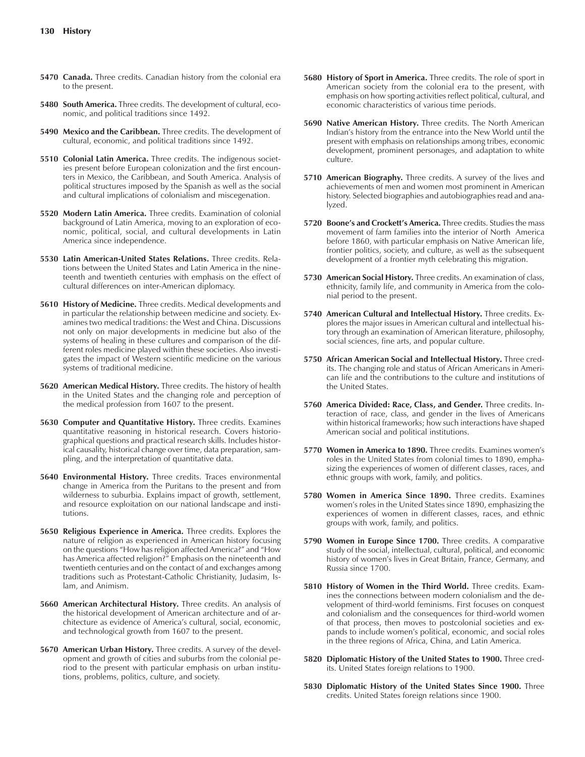**5470 Canada.** Three credits. Canadian history from the colonial era to the present.

**5480 South America.** Three credits. The development of cultural, economic, and political traditions since 1492.

**5490 Mexico and the Caribbean.** Three credits. The development of cultural, economic, and political traditions since 1492.

**5510 Colonial Latin America.** Three credits. The indigenous societies present before European colonization and the first encounters in Mexico, the Caribbean, and South America. Analysis of political structures imposed by the Spanish as well as the social and cultural implications of colonialism and miscegenation.

**5520 Modern Latin America.** Three credits. Examination of colonial background of Latin America, moving to an exploration of economic, political, social, and cultural developments in Latin America since independence.

**5530 Latin American-United States Relations.** Three credits. Relations between the United States and Latin America in the nineteenth and twentieth centuries with emphasis on the effect of cultural differences on inter-American diplomacy.

**5610 History of Medicine.** Three credits. Medical developments and in particular the relationship between medicine and society. Examines two medical traditions: the West and China. Discussions not only on major developments in medicine but also of the systems of healing in these cultures and comparison of the different roles medicine played within these societies. Also investigates the impact of Western scientific medicine on the various systems of traditional medicine.

**5620 American Medical History.** Three credits. The history of health in the United States and the changing role and perception of the medical profession from 1607 to the present.

**5630 Computer and Quantitative History.** Three credits. Examines quantitative reasoning in historical research. Covers historiographical questions and practical research skills. Includes historical causality, historical change over time, data preparation, sampling, and the interpretation of quantitative data.

**5640 Environmental History.** Three credits. Traces environmental change in America from the Puritans to the present and from wilderness to suburbia. Explains impact of growth, settlement, and resource exploitation on our national landscape and institutions.

**5650 Religious Experience in America.** Three credits. Explores the nature of religion as experienced in American history focusing on the questions "How has religion affected America?" and "How has America affected religion?" Emphasis on the nineteenth and twentieth centuries and on the contact of and exchanges among traditions such as Protestant-Catholic Christianity, Judasim, Islam, and Animism.

**5660 American Architectural History.** Three credits. An analysis of the historical development of American architecture and of architecture as evidence of America's cultural, social, economic, and technological growth from 1607 to the present.

**5670 American Urban History.** Three credits. A survey of the development and growth of cities and suburbs from the colonial period to the present with particular emphasis on urban institutions, problems, politics, culture, and society.

**5680 History of Sport in America.** Three credits. The role of sport in American society from the colonial era to the present, with emphasis on how sporting activities reflect political, cultural, and economic characteristics of various time periods.

**5690 Native American History.** Three credits. The North American Indian's history from the entrance into the New World until the present with emphasis on relationships among tribes, economic development, prominent personages, and adaptation to white culture.

**5710 American Biography.** Three credits. A survey of the lives and achievements of men and women most prominent in American history. Selected biographies and autobiographies read and analyzed.

**5720 Boone's and Crockett's America.** Three credits. Studies the mass movement of farm families into the interior of North America before 1860, with particular emphasis on Native American life, frontier politics, society, and culture, as well as the subsequent development of a frontier myth celebrating this migration.

**5730 American Social History.** Three credits. An examination of class, ethnicity, family life, and community in America from the colonial period to the present.

**5740 American Cultural and Intellectual History.** Three credits. Explores the major issues in American cultural and intellectual history through an examination of American literature, philosophy, social sciences, fine arts, and popular culture.

**5750 African American Social and Intellectual History.** Three credits. The changing role and status of African Americans in American life and the contributions to the culture and institutions of the United States.

**5760 America Divided: Race, Class, and Gender.** Three credits. Interaction of race, class, and gender in the lives of Americans within historical frameworks; how such interactions have shaped American social and political institutions.

**5770 Women in America to 1890.** Three credits. Examines women's roles in the United States from colonial times to 1890, emphasizing the experiences of women of different classes, races, and ethnic groups with work, family, and politics.

**5780 Women in America Since 1890.** Three credits. Examines women's roles in the United States since 1890, emphasizing the experiences of women in different classes, races, and ethnic groups with work, family, and politics.

**5790 Women in Europe Since 1700.** Three credits. A comparative study of the social, intellectual, cultural, political, and economic history of women's lives in Great Britain, France, Germany, and Russia since 1700.

**5810 History of Women in the Third World.** Three credits. Examines the connections between modern colonialism and the development of third-world feminisms. First focuses on conquest and colonialism and the consequences for third-world women of that process, then moves to postcolonial societies and expands to include women's political, economic, and social roles in the three regions of Africa, China, and Latin America.

**5820 Diplomatic History of the United States to 1900.** Three credits. United States foreign relations to 1900.

**5830 Diplomatic History of the United States Since 1900.** Three credits. United States foreign relations since 1900.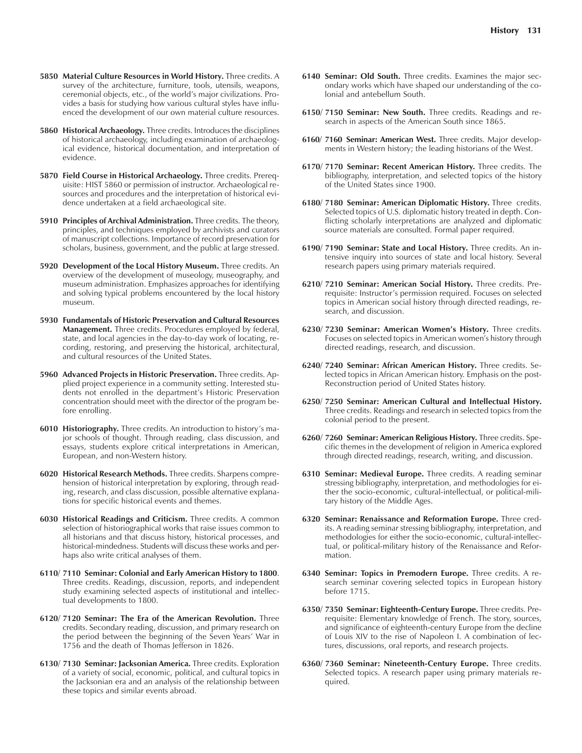**5850 Material Culture Resources in World History.** Three credits. A survey of the architecture, furniture, tools, utensils, weapons, ceremonial objects, etc., of the world's major civilizations. Provides a basis for studying how various cultural styles have influenced the development of our own material culture resources.

**5860 Historical Archaeology.** Three credits. Introduces the disciplines of historical archaeology, including examination of archaeological evidence, historical documentation, and interpretation of evidence.

**5870 Field Course in Historical Archaeology.** Three credits. Prerequisite: HIST 5860 or permission of instructor. Archaeological resources and procedures and the interpretation of historical evidence undertaken at a field archaeological site.

**5910 Principles of Archival Administration.** Three credits. The theory, principles, and techniques employed by archivists and curators of manuscript collections. Importance of record preservation for scholars, business, government, and the public at large stressed.

**5920 Development of the Local History Museum.** Three credits. An overview of the development of museology, museography, and museum administration. Emphasizes approaches for identifying and solving typical problems encountered by the local history museum.

**5930 Fundamentals of Historic Preservation and Cultural Resources Management.** Three credits. Procedures employed by federal, state, and local agencies in the day-to-day work of locating, recording, restoring, and preserving the historical, architectural, and cultural resources of the United States.

**5960 Advanced Projects in Historic Preservation.** Three credits. Applied project experience in a community setting. Interested students not enrolled in the department's Historic Preservation concentration should meet with the director of the program before enrolling.

**6010 Historiography.** Three credits. An introduction to history's major schools of thought. Through reading, class discussion, and essays, students explore critical interpretations in American, European, and non-Western history.

**6020 Historical Research Methods.** Three credits. Sharpens comprehension of historical interpretation by exploring, through reading, research, and class discussion, possible alternative explanations for specific historical events and themes.

**6030 Historical Readings and Criticism.** Three credits. A common selection of historiographical works that raise issues common to all historians and that discuss history, historical processes, and historical-mindedness. Students will discuss these works and perhaps also write critical analyses of them.

**6110/ 7110 Seminar: Colonial and Early American History to 1800**. Three credits. Readings, discussion, reports, and independent study examining selected aspects of institutional and intellectual developments to 1800.

**6120/ 7120 Seminar: The Era of the American Revolution.** Three credits. Secondary reading, discussion, and primary research on the period between the beginning of the Seven Years' War in 1756 and the death of Thomas Jefferson in 1826.

**6130/ 7130 Seminar: Jacksonian America.** Three credits. Exploration of a variety of social, economic, political, and cultural topics in the Jacksonian era and an analysis of the relationship between these topics and similar events abroad.

**6140 Seminar: Old South.** Three credits. Examines the major secondary works which have shaped our understanding of the colonial and antebellum South.

**6150/ 7150 Seminar: New South.** Three credits. Readings and research in aspects of the American South since 1865.

**6160/ 7160 Seminar: American West.** Three credits. Major developments in Western history; the leading historians of the West.

**6170/ 7170 Seminar: Recent American History.** Three credits. The bibliography, interpretation, and selected topics of the history of the United States since 1900.

**6180/ 7180 Seminar: American Diplomatic History.** Three credits. Selected topics of U.S. diplomatic history treated in depth. Conflicting scholarly interpretations are analyzed and diplomatic source materials are consulted. Formal paper required.

**6190/ 7190 Seminar: State and Local History.** Three credits. An intensive inquiry into sources of state and local history. Several research papers using primary materials required.

**6210/ 7210 Seminar: American Social History.** Three credits. Prerequisite: Instructor's permission required. Focuses on selected topics in American social history through directed readings, research, and discussion.

**6230/ 7230 Seminar: American Women's History.** Three credits. Focuses on selected topics in American women's history through directed readings, research, and discussion.

**6240/ 7240 Seminar: African American History.** Three credits. Selected topics in African American history. Emphasis on the post-Reconstruction period of United States history.

**6250/ 7250 Seminar: American Cultural and Intellectual History.** Three credits. Readings and research in selected topics from the colonial period to the present.

**6260/ 7260 Seminar: American Religious History.** Three credits. Specific themes in the development of religion in America explored through directed readings, research, writing, and discussion.

**6310 Seminar: Medieval Europe.** Three credits. A reading seminar stressing bibliography, interpretation, and methodologies for either the socio-economic, cultural-intellectual, or political-military history of the Middle Ages.

**6320 Seminar: Renaissance and Reformation Europe.** Three credits. A reading seminar stressing bibliography, interpretation, and methodologies for either the socio-economic, cultural-intellectual, or political-military history of the Renaissance and Reformation.

**6340 Seminar: Topics in Premodern Europe.** Three credits. A research seminar covering selected topics in European history before 1715.

**6350/ 7350 Seminar: Eighteenth-Century Europe.** Three credits. Prerequisite: Elementary knowledge of French. The story, sources, and significance of eighteenth-century Europe from the decline of Louis XIV to the rise of Napoleon I. A combination of lectures, discussions, oral reports, and research projects.

**6360/ 7360 Seminar: Nineteenth-Century Europe.** Three credits. Selected topics. A research paper using primary materials required.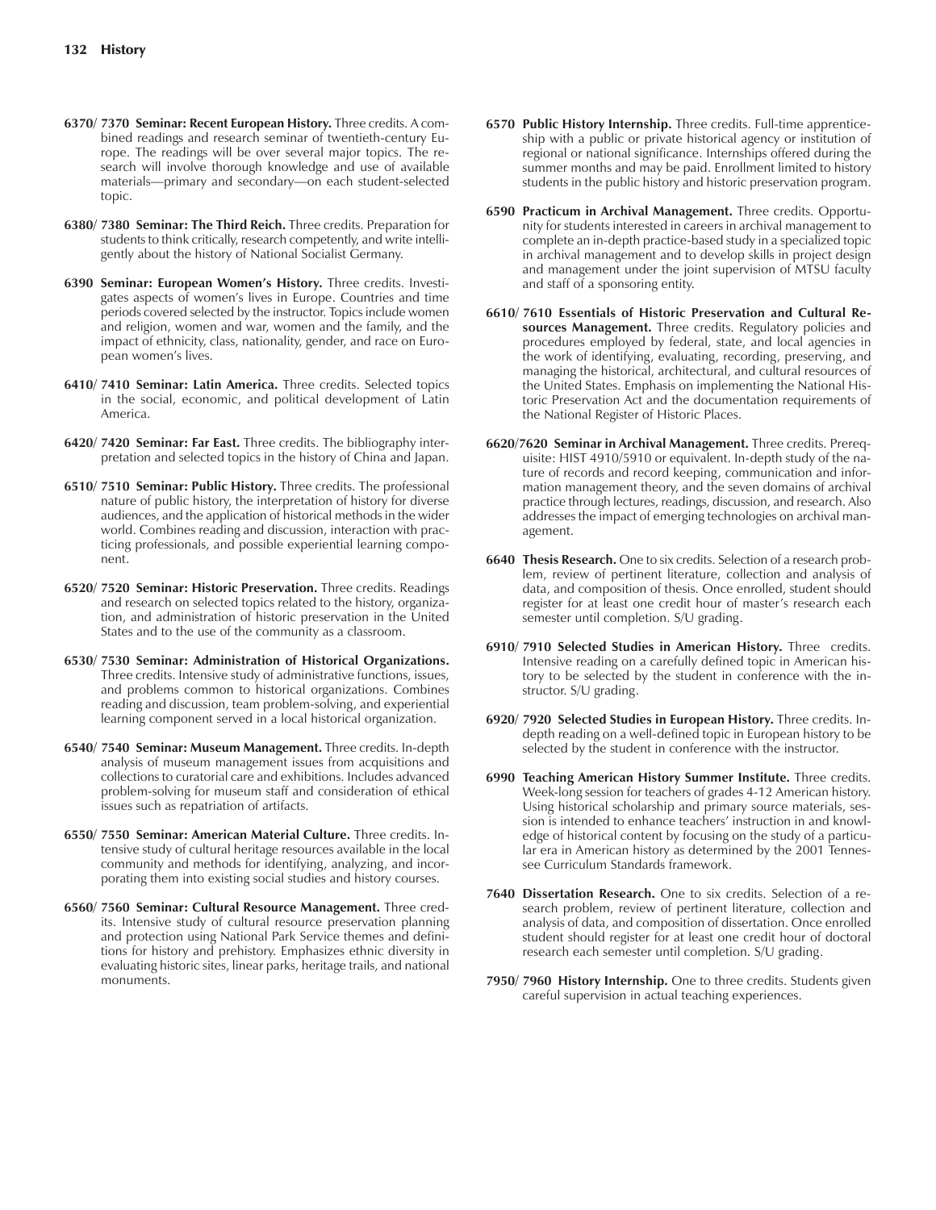**6370/ 7370 Seminar: Recent European History.** Three credits. A combined readings and research seminar of twentieth-century Europe. The readings will be over several major topics. The research will involve thorough knowledge and use of available materials—primary and secondary—on each student-selected topic.

**6380/ 7380 Seminar: The Third Reich.** Three credits. Preparation for students to think critically, research competently, and write intelligently about the history of National Socialist Germany.

**6390 Seminar: European Women's History.** Three credits. Investigates aspects of women's lives in Europe. Countries and time periods covered selected by the instructor. Topics include women and religion, women and war, women and the family, and the impact of ethnicity, class, nationality, gender, and race on European women's lives.

**6410/ 7410 Seminar: Latin America.** Three credits. Selected topics in the social, economic, and political development of Latin America.

**6420/ 7420 Seminar: Far East.** Three credits. The bibliography interpretation and selected topics in the history of China and Japan.

**6510/ 7510 Seminar: Public History.** Three credits. The professional nature of public history, the interpretation of history for diverse audiences, and the application of historical methods in the wider world. Combines reading and discussion, interaction with practicing professionals, and possible experiential learning component.

**6520/ 7520 Seminar: Historic Preservation.** Three credits. Readings and research on selected topics related to the history, organization, and administration of historic preservation in the United States and to the use of the community as a classroom.

**6530/ 7530 Seminar: Administration of Historical Organizations.** Three credits. Intensive study of administrative functions, issues, and problems common to historical organizations. Combines reading and discussion, team problem-solving, and experiential learning component served in a local historical organization.

**6540/ 7540 Seminar: Museum Management.** Three credits. In-depth analysis of museum management issues from acquisitions and collections to curatorial care and exhibitions. Includes advanced problem-solving for museum staff and consideration of ethical issues such as repatriation of artifacts.

**6550/ 7550 Seminar: American Material Culture.** Three credits. Intensive study of cultural heritage resources available in the local community and methods for identifying, analyzing, and incorporating them into existing social studies and history courses.

**6560/ 7560 Seminar: Cultural Resource Management.** Three credits. Intensive study of cultural resource preservation planning and protection using National Park Service themes and definitions for history and prehistory. Emphasizes ethnic diversity in evaluating historic sites, linear parks, heritage trails, and national monuments.

**6570 Public History Internship.** Three credits. Full-time apprenticeship with a public or private historical agency or institution of regional or national significance. Internships offered during the summer months and may be paid. Enrollment limited to history students in the public history and historic preservation program.

**6590 Practicum in Archival Management.** Three credits. Opportunity for students interested in careers in archival management to complete an in-depth practice-based study in a specialized topic in archival management and to develop skills in project design and management under the joint supervision of MTSU faculty and staff of a sponsoring entity.

**6610/ 7610 Essentials of Historic Preservation and Cultural Resources Management.** Three credits. Regulatory policies and procedures employed by federal, state, and local agencies in the work of identifying, evaluating, recording, preserving, and managing the historical, architectural, and cultural resources of the United States. Emphasis on implementing the National Historic Preservation Act and the documentation requirements of the National Register of Historic Places.

**6620/7620 Seminar in Archival Management.** Three credits. Prerequisite: HIST 4910/5910 or equivalent. In-depth study of the nature of records and record keeping, communication and information management theory, and the seven domains of archival practice through lectures, readings, discussion, and research. Also addresses the impact of emerging technologies on archival management.

**6640 Thesis Research.** One to six credits. Selection of a research problem, review of pertinent literature, collection and analysis of data, and composition of thesis. Once enrolled, student should register for at least one credit hour of master's research each semester until completion. S/U grading.

**6910/ 7910 Selected Studies in American History.** Three credits. Intensive reading on a carefully defined topic in American history to be selected by the student in conference with the instructor. S/U grading.

**6920/ 7920 Selected Studies in European History.** Three credits. In-depth reading on a well-defined topic in European history to be selected by the student in conference with the instructor.

**6990 Teaching American History Summer Institute.** Three credits. Week-long session for teachers of grades 4-12 American history. Using historical scholarship and primary source materials, session is intended to enhance teachers' instruction in and knowledge of historical content by focusing on the study of a particular era in American history as determined by the 2001 Tennessee Curriculum Standards framework.

**7640 Dissertation Research.** One to six credits. Selection of a research problem, review of pertinent literature, collection and analysis of data, and composition of dissertation. Once enrolled student should register for at least one credit hour of doctoral research each semester until completion. S/U grading.

**7950/ 7960 History Internship.** One to three credits. Students given careful supervision in actual teaching experiences.